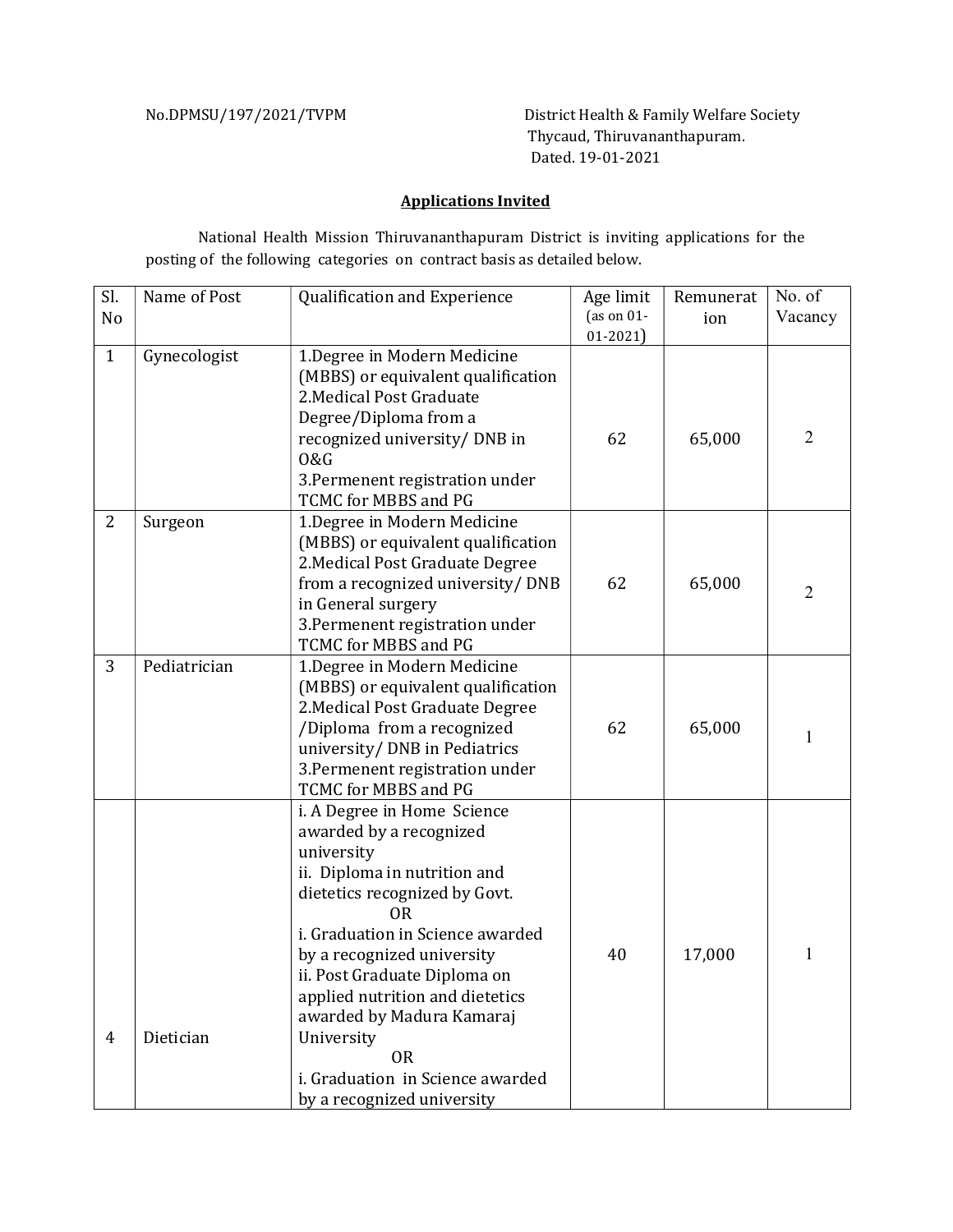No.DPMSU/197/2021/TVPM

District Health & Family Welfare Society
Thycaud, Thiruvananthapuram.
Dated. 19-01-2021

## Applications Invited

National Health Mission Thiruvananthapuram District is inviting applications for the posting of the following categories on contract basis as detailed below.

| Sl. No | Name of Post | Qualification and Experience | Age limit (as on 01-01-2021) | Remuneration | No. of Vacancy |
|---|---|---|---|---|---|
| 1 | Gynecologist | 1.Degree in Modern Medicine (MBBS) or equivalent qualification<br>2.Medical Post Graduate Degree/Diploma from a recognized university/ DNB in O&G<br>3.Permenent registration under TCMC for MBBS and PG | 62 | 65,000 | 2 |
| 2 | Surgeon | 1.Degree in Modern Medicine (MBBS) or equivalent qualification<br>2.Medical Post Graduate Degree from a recognized university/ DNB in General surgery<br>3.Permenent registration under TCMC for MBBS and PG | 62 | 65,000 | 2 |
| 3 | Pediatrician | 1.Degree in Modern Medicine (MBBS) or equivalent qualification<br>2.Medical Post Graduate Degree /Diploma from a recognized university/ DNB in Pediatrics<br>3.Permenent registration under TCMC for MBBS and PG | 62 | 65,000 | 1 |
| 4 | Dietician | i. A Degree in Home Science awarded by a recognized university<br>ii. Diploma in nutrition and dietetics recognized by Govt.<br>OR<br>i. Graduation in Science awarded by a recognized university<br>ii. Post Graduate Diploma on applied nutrition and dietetics awarded by Madura Kamaraj University<br>OR<br>i. Graduation in Science awarded by a recognized university | 40 | 17,000 | 1 |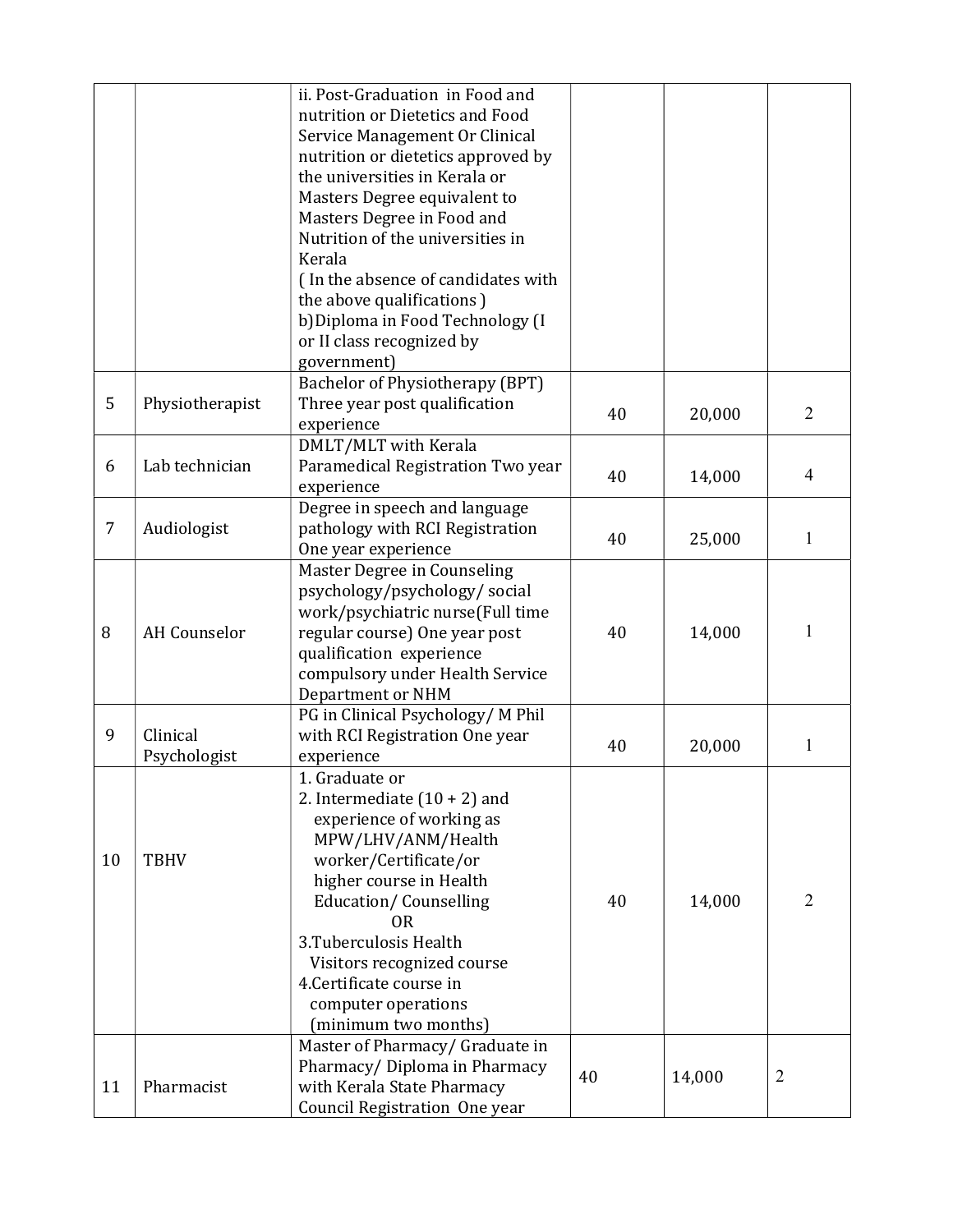| | | | | | |
|---|---|---|---|---|---|
| | | ii. Post-Graduation in Food and nutrition or Dietetics and Food Service Management Or Clinical nutrition or dietetics approved by the universities in Kerala or Masters Degree equivalent to Masters Degree in Food and Nutrition of the universities in Kerala<br>( In the absence of candidates with the above qualifications )<br>b)Diploma in Food Technology (I or II class recognized by government) | | | |
| 5 | Physiotherapist | Bachelor of Physiotherapy (BPT) Three year post qualification experience | 40 | 20,000 | 2 |
| 6 | Lab technician | DMLT/MLT with Kerala Paramedical Registration Two year experience | 40 | 14,000 | 4 |
| 7 | Audiologist | Degree in speech and language pathology with RCI Registration One year experience | 40 | 25,000 | 1 |
| 8 | AH Counselor | Master Degree in Counseling psychology/psychology/ social work/psychiatric nurse(Full time regular course) One year post qualification experience compulsory under Health Service Department or NHM | 40 | 14,000 | 1 |
| 9 | Clinical Psychologist | PG in Clinical Psychology/ M Phil with RCI Registration One year experience | 40 | 20,000 | 1 |
| 10 | TBHV | 1. Graduate or<br>2. Intermediate (10 + 2) and experience of working as MPW/LHV/ANM/Health worker/Certificate/or higher course in Health Education/ Counselling<br>OR<br>3.Tuberculosis Health Visitors recognized course<br>4.Certificate course in computer operations (minimum two months) | 40 | 14,000 | 2 |
| 11 | Pharmacist | Master of Pharmacy/ Graduate in Pharmacy/ Diploma in Pharmacy with Kerala State Pharmacy Council Registration One year | 40 | 14,000 | 2 |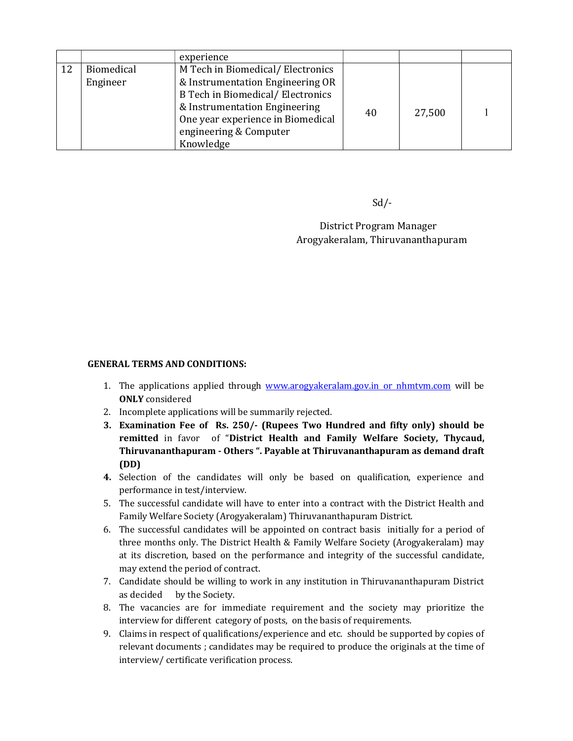| | | experience | | | |
|---|---|---|---|---|---|
| 12 | Biomedical Engineer | M Tech in Biomedical/ Electronics & Instrumentation Engineering OR B Tech in Biomedical/ Electronics & Instrumentation Engineering One year experience in Biomedical engineering & Computer Knowledge | 40 | 27,500 | 1 |

Sd/-

District Program Manager
Arogyakeralam, Thiruvananthapuram

**GENERAL TERMS AND CONDITIONS:**

1. The applications applied through www.arogyakeralam.gov.in or nhmtvm.com will be **ONLY** considered
2. Incomplete applications will be summarily rejected.
3. **Examination Fee of Rs. 250/- (Rupees Two Hundred and fifty only) should be remitted** in favor of "**District Health and Family Welfare Society, Thycaud, Thiruvananthapuram - Others ". Payable at Thiruvananthapuram as demand draft (DD)**
4. Selection of the candidates will only be based on qualification, experience and performance in test/interview.
5. The successful candidate will have to enter into a contract with the District Health and Family Welfare Society (Arogyakeralam) Thiruvananthapuram District.
6. The successful candidates will be appointed on contract basis initially for a period of three months only. The District Health & Family Welfare Society (Arogyakeralam) may at its discretion, based on the performance and integrity of the successful candidate, may extend the period of contract.
7. Candidate should be willing to work in any institution in Thiruvananthapuram District as decided by the Society.
8. The vacancies are for immediate requirement and the society may prioritize the interview for different category of posts, on the basis of requirements.
9. Claims in respect of qualifications/experience and etc. should be supported by copies of relevant documents ; candidates may be required to produce the originals at the time of interview/ certificate verification process.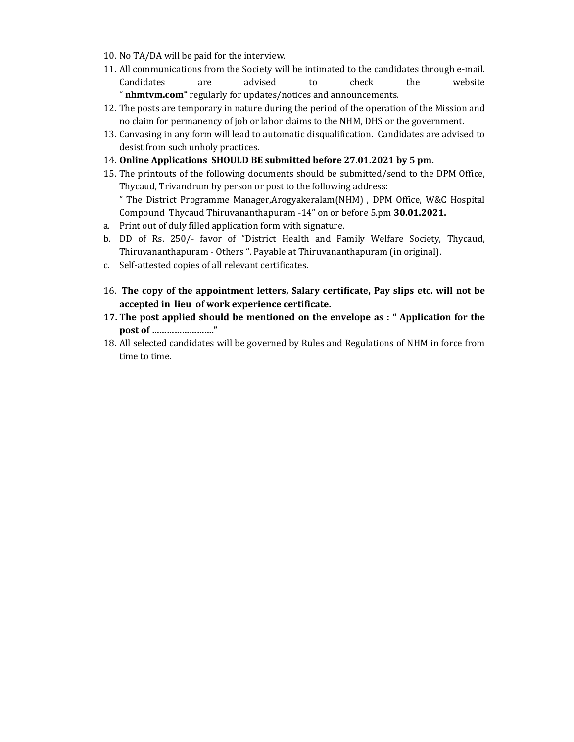10. No TA/DA will be paid for the interview.
11. All communications from the Society will be intimated to the candidates through e-mail. Candidates are advised to check the website " **nhmtvm.com"** regularly for updates/notices and announcements.
12. The posts are temporary in nature during the period of the operation of the Mission and no claim for permanency of job or labor claims to the NHM, DHS or the government.
13. Canvasing in any form will lead to automatic disqualification. Candidates are advised to desist from such unholy practices.
14. **Online Applications SHOULD BE submitted before 27.01.2021 by 5 pm.**
15. The printouts of the following documents should be submitted/send to the DPM Office, Thycaud, Trivandrum by person or post to the following address:
    " The District Programme Manager,Arogyakeralam(NHM) , DPM Office, W&C Hospital Compound Thycaud Thiruvananthapuram -14" on or before 5.pm **30.01.2021.**

a. Print out of duly filled application form with signature.

b. DD of Rs. 250/- favor of "District Health and Family Welfare Society, Thycaud, Thiruvananthapuram - Others ". Payable at Thiruvananthapuram (in original).

c. Self-attested copies of all relevant certificates.

16. **The copy of the appointment letters, Salary certificate, Pay slips etc. will not be accepted in lieu of work experience certificate.**
17. **The post applied should be mentioned on the envelope as : " Application for the post of ……………………"**
18. All selected candidates will be governed by Rules and Regulations of NHM in force from time to time.